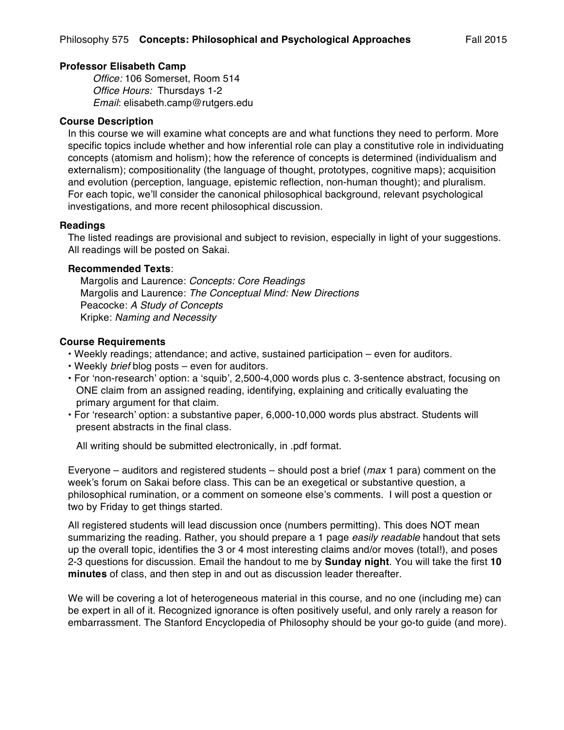Philosophy 575 **Concepts: Philosophical and Psychological Approaches** Fall 2015

**Professor Elisabeth Camp**

*Office:* 106 Somerset, Room 514
*Office Hours:* Thursdays 1-2
*Email*: elisabeth.camp@rutgers.edu

### Course Description

In this course we will examine what concepts are and what functions they need to perform. More specific topics include whether and how inferential role can play a constitutive role in individuating concepts (atomism and holism); how the reference of concepts is determined (individualism and externalism); compositionality (the language of thought, prototypes, cognitive maps); acquisition and evolution (perception, language, epistemic reflection, non-human thought); and pluralism. For each topic, we'll consider the canonical philosophical background, relevant psychological investigations, and more recent philosophical discussion.

### Readings

The listed readings are provisional and subject to revision, especially in light of your suggestions. All readings will be posted on Sakai.

**Recommended Texts**:

Margolis and Laurence: *Concepts: Core Readings*
Margolis and Laurence: *The Conceptual Mind: New Directions*
Peacocke: *A Study of Concepts*
Kripke: *Naming and Necessity*

### Course Requirements

- Weekly readings; attendance; and active, sustained participation – even for auditors.
- Weekly *brief* blog posts – even for auditors.
- For 'non-research' option: a 'squib', 2,500-4,000 words plus c. 3-sentence abstract, focusing on ONE claim from an assigned reading, identifying, explaining and critically evaluating the primary argument for that claim.
- For 'research' option: a substantive paper, 6,000-10,000 words plus abstract. Students will present abstracts in the final class.

All writing should be submitted electronically, in .pdf format.

Everyone – auditors and registered students – should post a brief (*max* 1 para) comment on the week's forum on Sakai before class. This can be an exegetical or substantive question, a philosophical rumination, or a comment on someone else's comments. I will post a question or two by Friday to get things started.

All registered students will lead discussion once (numbers permitting). This does NOT mean summarizing the reading. Rather, you should prepare a 1 page *easily readable* handout that sets up the overall topic, identifies the 3 or 4 most interesting claims and/or moves (total!), and poses 2-3 questions for discussion. Email the handout to me by **Sunday night**. You will take the first **10 minutes** of class, and then step in and out as discussion leader thereafter.

We will be covering a lot of heterogeneous material in this course, and no one (including me) can be expert in all of it. Recognized ignorance is often positively useful, and only rarely a reason for embarrassment. The Stanford Encyclopedia of Philosophy should be your go-to guide (and more).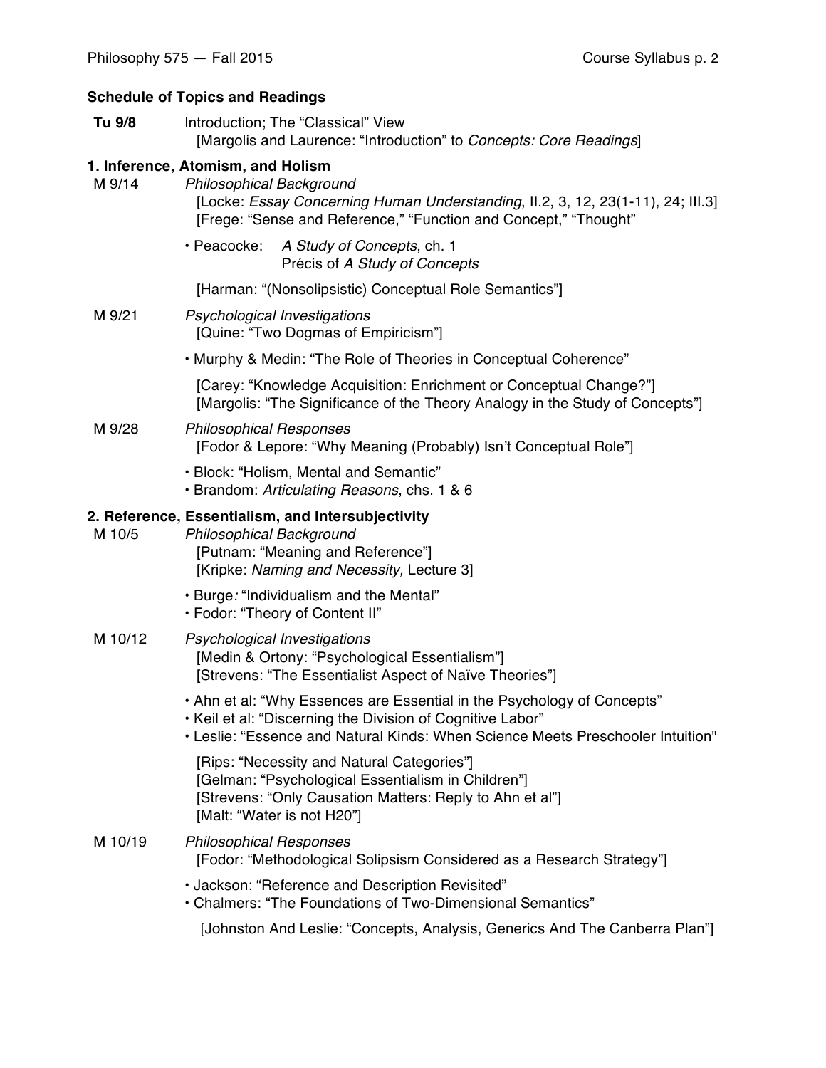## Schedule of Topics and Readings

**Tu 9/8** Introduction; The "Classical" View
[Margolis and Laurence: "Introduction" to *Concepts: Core Readings*]

### 1. Inference, Atomism, and Holism

**M 9/14** *Philosophical Background*
[Locke: *Essay Concerning Human Understanding*, II.2, 3, 12, 23(1-11), 24; III.3]
[Frege: "Sense and Reference," "Function and Concept," "Thought"

- Peacocke: *A Study of Concepts*, ch. 1
  Précis of *A Study of Concepts*

[Harman: "(Nonsolipsistic) Conceptual Role Semantics"]

**M 9/21** *Psychological Investigations*
[Quine: "Two Dogmas of Empiricism"]

- Murphy & Medin: "The Role of Theories in Conceptual Coherence"

[Carey: "Knowledge Acquisition: Enrichment or Conceptual Change?"]
[Margolis: "The Significance of the Theory Analogy in the Study of Concepts"]

**M 9/28** *Philosophical Responses*
[Fodor & Lepore: "Why Meaning (Probably) Isn't Conceptual Role"]

- Block: "Holism, Mental and Semantic"
- Brandom: *Articulating Reasons*, chs. 1 & 6

### 2. Reference, Essentialism, and Intersubjectivity

**M 10/5** *Philosophical Background*
[Putnam: "Meaning and Reference"]
[Kripke: *Naming and Necessity,* Lecture 3]

- Burge*:* "Individualism and the Mental"
- Fodor: "Theory of Content II"

**M 10/12** *Psychological Investigations*
[Medin & Ortony: "Psychological Essentialism"]
[Strevens: "The Essentialist Aspect of Naïve Theories"]

- Ahn et al: "Why Essences are Essential in the Psychology of Concepts"
- Keil et al: "Discerning the Division of Cognitive Labor"
- Leslie: "Essence and Natural Kinds: When Science Meets Preschooler Intuition"

[Rips: "Necessity and Natural Categories"]
[Gelman: "Psychological Essentialism in Children"]
[Strevens: "Only Causation Matters: Reply to Ahn et al"]
[Malt: "Water is not H20"]

**M 10/19** *Philosophical Responses*
[Fodor: "Methodological Solipsism Considered as a Research Strategy"]

- Jackson: "Reference and Description Revisited"
- Chalmers: "The Foundations of Two-Dimensional Semantics"

[Johnston And Leslie: "Concepts, Analysis, Generics And The Canberra Plan"]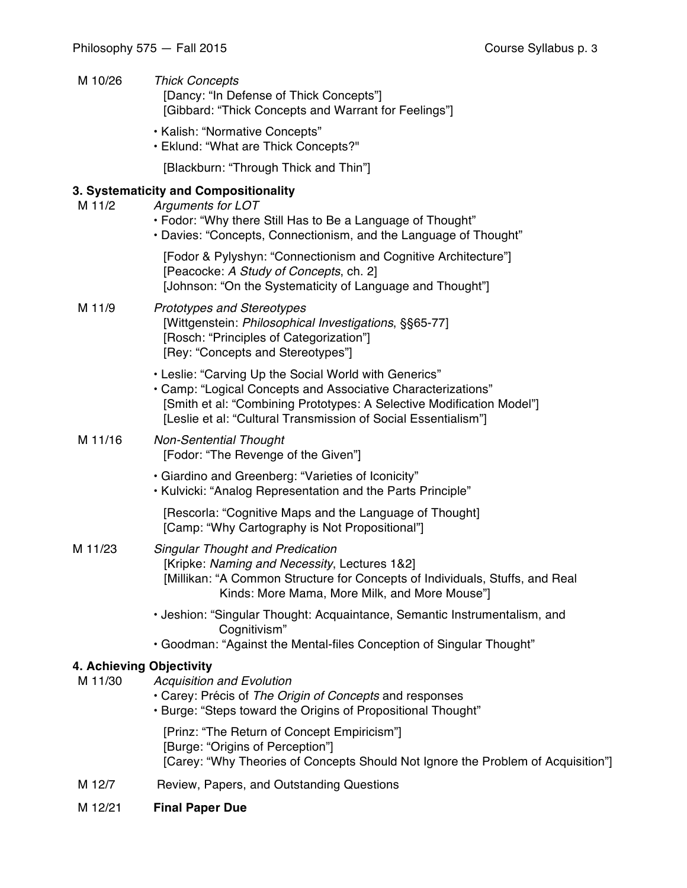M 10/26 *Thick Concepts*

[Dancy: "In Defense of Thick Concepts"]
[Gibbard: "Thick Concepts and Warrant for Feelings"]

- Kalish: "Normative Concepts"
- Eklund: "What are Thick Concepts?"

[Blackburn: "Through Thick and Thin"]

### 3. Systematicity and Compositionality

M 11/2 *Arguments for LOT*

- Fodor: "Why there Still Has to Be a Language of Thought"
- Davies: "Concepts, Connectionism, and the Language of Thought"

[Fodor & Pylyshyn: "Connectionism and Cognitive Architecture"]
[Peacocke: *A Study of Concepts*, ch. 2]
[Johnson: "On the Systematicity of Language and Thought"]

M 11/9 *Prototypes and Stereotypes*

[Wittgenstein: *Philosophical Investigations*, §§65-77]
[Rosch: "Principles of Categorization"]
[Rey: "Concepts and Stereotypes"]

- Leslie: "Carving Up the Social World with Generics"
- Camp: "Logical Concepts and Associative Characterizations"

[Smith et al: "Combining Prototypes: A Selective Modification Model"]
[Leslie et al: "Cultural Transmission of Social Essentialism"]

M 11/16 *Non-Sentential Thought*

[Fodor: "The Revenge of the Given"]

- Giardino and Greenberg: "Varieties of Iconicity"
- Kulvicki: "Analog Representation and the Parts Principle"

[Rescorla: "Cognitive Maps and the Language of Thought]
[Camp: "Why Cartography is Not Propositional"]

M 11/23 *Singular Thought and Predication*

[Kripke: *Naming and Necessity*, Lectures 1&2]
[Millikan: "A Common Structure for Concepts of Individuals, Stuffs, and Real Kinds: More Mama, More Milk, and More Mouse"]

- Jeshion: "Singular Thought: Acquaintance, Semantic Instrumentalism, and Cognitivism"
- Goodman: "Against the Mental-files Conception of Singular Thought"

### 4. Achieving Objectivity

M 11/30 *Acquisition and Evolution*

- Carey: Précis of *The Origin of Concepts* and responses
- Burge: "Steps toward the Origins of Propositional Thought"

[Prinz: "The Return of Concept Empiricism"]
[Burge: "Origins of Perception"]
[Carey: "Why Theories of Concepts Should Not Ignore the Problem of Acquisition"]

M 12/7 Review, Papers, and Outstanding Questions

M 12/21 **Final Paper Due**